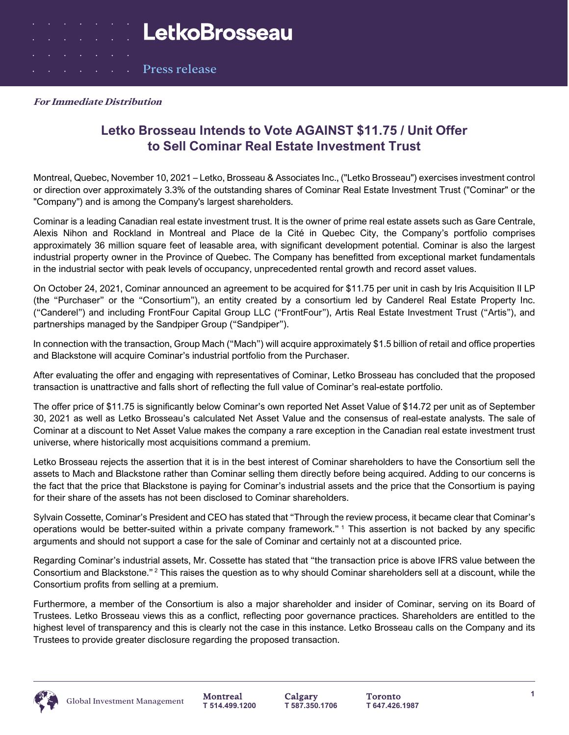LetkoBrosseau

Press release

*For Immediate Distribution*

# Letko Brosseau Intends to Vote AGAINST $11.75 / Unit Offer to Sell Cominar Real Estate Investment Trust

Montreal, Quebec, November 10, 2021 – Letko, Brosseau & Associates Inc., ("Letko Brosseau") exercises investment control or direction over approximately 3.3% of the outstanding shares of Cominar Real Estate Investment Trust ("Cominar" or the "Company") and is among the Company's largest shareholders.

Cominar is a leading Canadian real estate investment trust. It is the owner of prime real estate assets such as Gare Centrale, Alexis Nihon and Rockland in Montreal and Place de la Cité in Quebec City, the Company's portfolio comprises approximately 36 million square feet of leasable area, with significant development potential. Cominar is also the largest industrial property owner in the Province of Quebec. The Company has benefitted from exceptional market fundamentals in the industrial sector with peak levels of occupancy, unprecedented rental growth and record asset values.

On October 24, 2021, Cominar announced an agreement to be acquired for $11.75 per unit in cash by Iris Acquisition II LP (the "Purchaser" or the "Consortium"), an entity created by a consortium led by Canderel Real Estate Property Inc. ("Canderel") and including FrontFour Capital Group LLC ("FrontFour"), Artis Real Estate Investment Trust ("Artis"), and partnerships managed by the Sandpiper Group ("Sandpiper").

In connection with the transaction, Group Mach ("Mach") will acquire approximately $1.5 billion of retail and office properties and Blackstone will acquire Cominar's industrial portfolio from the Purchaser.

After evaluating the offer and engaging with representatives of Cominar, Letko Brosseau has concluded that the proposed transaction is unattractive and falls short of reflecting the full value of Cominar's real-estate portfolio.

The offer price of $11.75 is significantly below Cominar's own reported Net Asset Value of $14.72 per unit as of September 30, 2021 as well as Letko Brosseau's calculated Net Asset Value and the consensus of real-estate analysts. The sale of Cominar at a discount to Net Asset Value makes the company a rare exception in the Canadian real estate investment trust universe, where historically most acquisitions command a premium.

Letko Brosseau rejects the assertion that it is in the best interest of Cominar shareholders to have the Consortium sell the assets to Mach and Blackstone rather than Cominar selling them directly before being acquired. Adding to our concerns is the fact that the price that Blackstone is paying for Cominar's industrial assets and the price that the Consortium is paying for their share of the assets has not been disclosed to Cominar shareholders.

Sylvain Cossette, Cominar's President and CEO has stated that "Through the review process, it became clear that Cominar's operations would be better-suited within a private company framework." [1] This assertion is not backed by any specific arguments and should not support a case for the sale of Cominar and certainly not at a discounted price.

Regarding Cominar's industrial assets, Mr. Cossette has stated that "the transaction price is above IFRS value between the Consortium and Blackstone." [2] This raises the question as to why should Cominar shareholders sell at a discount, while the Consortium profits from selling at a premium.

Furthermore, a member of the Consortium is also a major shareholder and insider of Cominar, serving on its Board of Trustees. Letko Brosseau views this as a conflict, reflecting poor governance practices. Shareholders are entitled to the highest level of transparency and this is clearly not the case in this instance. Letko Brosseau calls on the Company and its Trustees to provide greater disclosure regarding the proposed transaction.

Global Investment Management | **Montreal** T 514.499.1200 | **Calgary** T 587.350.1706 | **Toronto** T 647.426.1987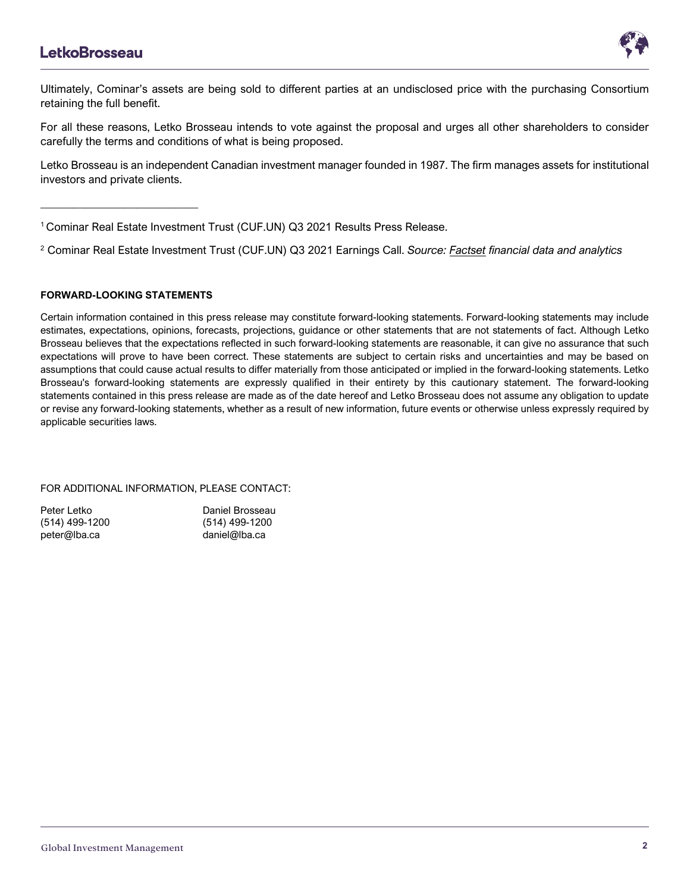Ultimately, Cominar's assets are being sold to different parties at an undisclosed price with the purchasing Consortium retaining the full benefit.

For all these reasons, Letko Brosseau intends to vote against the proposal and urges all other shareholders to consider carefully the terms and conditions of what is being proposed.

Letko Brosseau is an independent Canadian investment manager founded in 1987. The firm manages assets for institutional investors and private clients.

---

[1] Cominar Real Estate Investment Trust (CUF.UN) Q3 2021 Results Press Release.

[2] Cominar Real Estate Investment Trust (CUF.UN) Q3 2021 Earnings Call. *Source: Factset financial data and analytics*

**FORWARD-LOOKING STATEMENTS**

Certain information contained in this press release may constitute forward-looking statements. Forward-looking statements may include estimates, expectations, opinions, forecasts, projections, guidance or other statements that are not statements of fact. Although Letko Brosseau believes that the expectations reflected in such forward-looking statements are reasonable, it can give no assurance that such expectations will prove to have been correct. These statements are subject to certain risks and uncertainties and may be based on assumptions that could cause actual results to differ materially from those anticipated or implied in the forward-looking statements. Letko Brosseau's forward-looking statements are expressly qualified in their entirety by this cautionary statement. The forward-looking statements contained in this press release are made as of the date hereof and Letko Brosseau does not assume any obligation to update or revise any forward-looking statements, whether as a result of new information, future events or otherwise unless expressly required by applicable securities laws.

FOR ADDITIONAL INFORMATION, PLEASE CONTACT:

Peter Letko
(514) 499-1200
peter@lba.ca

Daniel Brosseau
(514) 499-1200
daniel@lba.ca